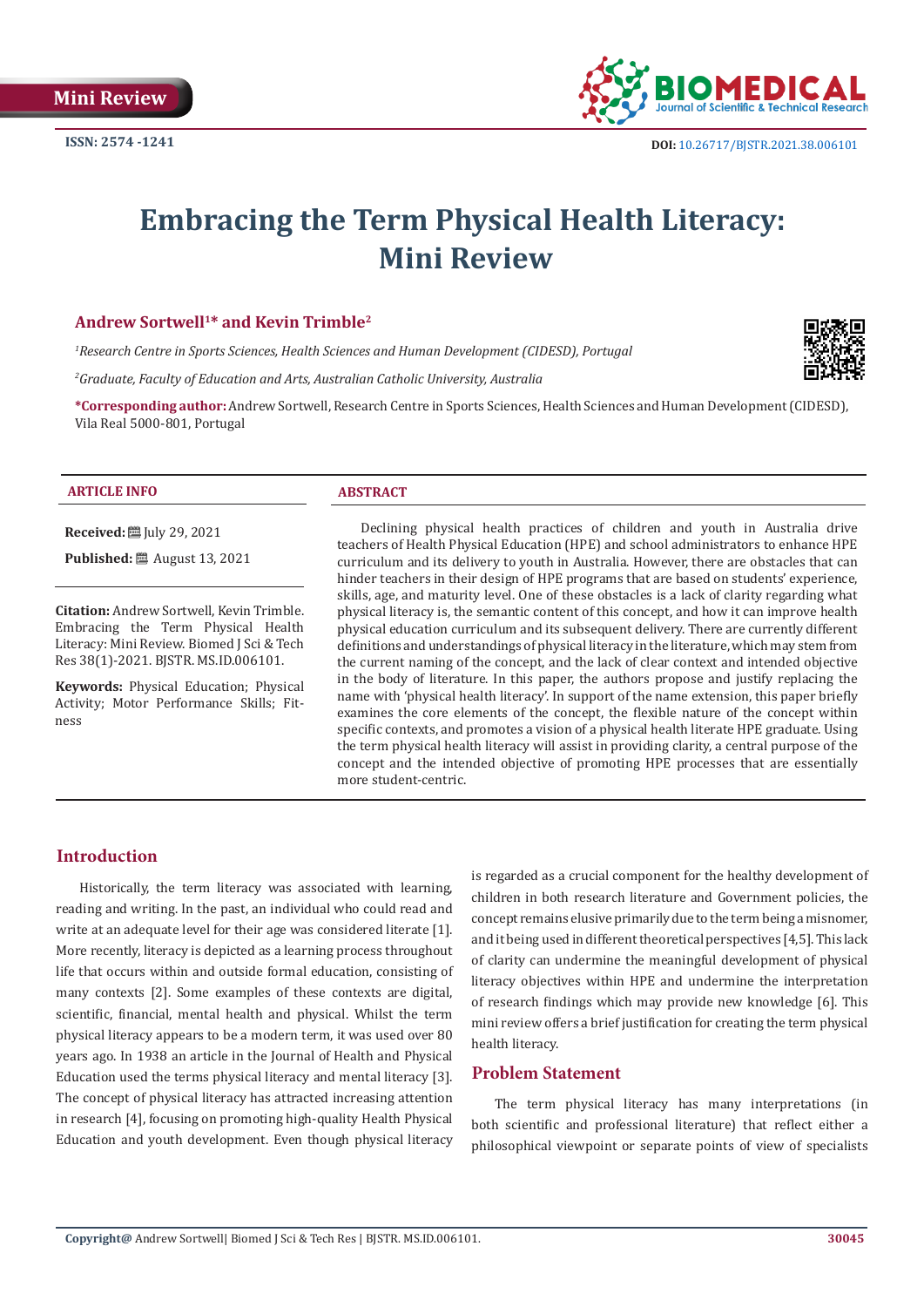Mini Review

ISSN: 2574 -1241

DOI: 10.26717/BJSTR.2021.38.006101

# Embracing the Term Physical Health Literacy: Mini Review

**Andrew Sortwell[1]* and Kevin Trimble[2]**

*[1]Research Centre in Sports Sciences, Health Sciences and Human Development (CIDESD), Portugal*

*[2]Graduate, Faculty of Education and Arts, Australian Catholic University, Australia*

***Corresponding author:** Andrew Sortwell, Research Centre in Sports Sciences, Health Sciences and Human Development (CIDESD), Vila Real 5000-801, Portugal

### ARTICLE INFO

**Received:** July 29, 2021

**Published:** August 13, 2021

**Citation:** Andrew Sortwell, Kevin Trimble. Embracing the Term Physical Health Literacy: Mini Review. Biomed J Sci & Tech Res 38(1)-2021. BJSTR. MS.ID.006101.

**Keywords:** Physical Education; Physical Activity; Motor Performance Skills; Fitness

### ABSTRACT

Declining physical health practices of children and youth in Australia drive teachers of Health Physical Education (HPE) and school administrators to enhance HPE curriculum and its delivery to youth in Australia. However, there are obstacles that can hinder teachers in their design of HPE programs that are based on students' experience, skills, age, and maturity level. One of these obstacles is a lack of clarity regarding what physical literacy is, the semantic content of this concept, and how it can improve health physical education curriculum and its subsequent delivery. There are currently different definitions and understandings of physical literacy in the literature, which may stem from the current naming of the concept, and the lack of clear context and intended objective in the body of literature. In this paper, the authors propose and justify replacing the name with 'physical health literacy'. In support of the name extension, this paper briefly examines the core elements of the concept, the flexible nature of the concept within specific contexts, and promotes a vision of a physical health literate HPE graduate. Using the term physical health literacy will assist in providing clarity, a central purpose of the concept and the intended objective of promoting HPE processes that are essentially more student-centric.

## Introduction

Historically, the term literacy was associated with learning, reading and writing. In the past, an individual who could read and write at an adequate level for their age was considered literate [1]. More recently, literacy is depicted as a learning process throughout life that occurs within and outside formal education, consisting of many contexts [2]. Some examples of these contexts are digital, scientific, financial, mental health and physical. Whilst the term physical literacy appears to be a modern term, it was used over 80 years ago. In 1938 an article in the Journal of Health and Physical Education used the terms physical literacy and mental literacy [3]. The concept of physical literacy has attracted increasing attention in research [4], focusing on promoting high-quality Health Physical Education and youth development. Even though physical literacy is regarded as a crucial component for the healthy development of children in both research literature and Government policies, the concept remains elusive primarily due to the term being a misnomer, and it being used in different theoretical perspectives [4,5]. This lack of clarity can undermine the meaningful development of physical literacy objectives within HPE and undermine the interpretation of research findings which may provide new knowledge [6]. This mini review offers a brief justification for creating the term physical health literacy.

## Problem Statement

The term physical literacy has many interpretations (in both scientific and professional literature) that reflect either a philosophical viewpoint or separate points of view of specialists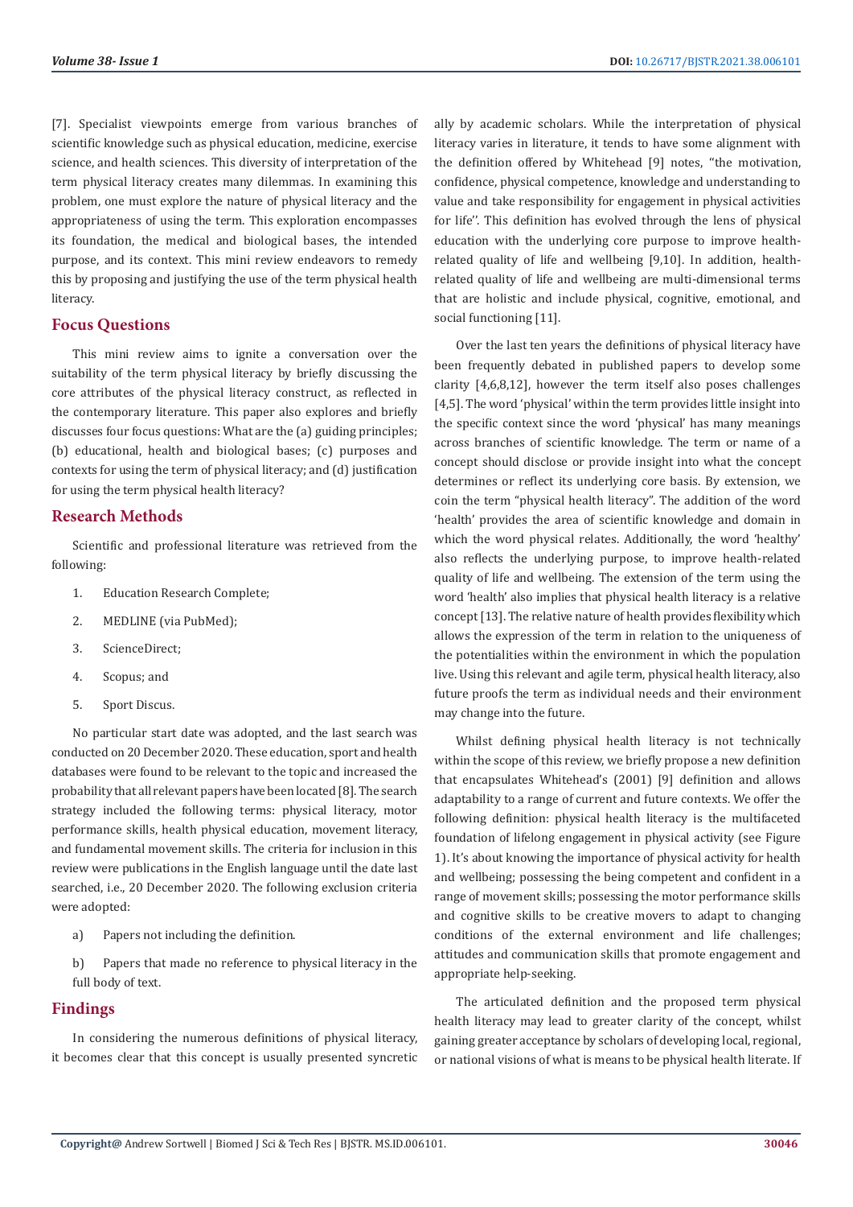[7]. Specialist viewpoints emerge from various branches of scientific knowledge such as physical education, medicine, exercise science, and health sciences. This diversity of interpretation of the term physical literacy creates many dilemmas. In examining this problem, one must explore the nature of physical literacy and the appropriateness of using the term. This exploration encompasses its foundation, the medical and biological bases, the intended purpose, and its context. This mini review endeavors to remedy this by proposing and justifying the use of the term physical health literacy.

## Focus Questions

This mini review aims to ignite a conversation over the suitability of the term physical literacy by briefly discussing the core attributes of the physical literacy construct, as reflected in the contemporary literature. This paper also explores and briefly discusses four focus questions: What are the (a) guiding principles; (b) educational, health and biological bases; (c) purposes and contexts for using the term of physical literacy; and (d) justification for using the term physical health literacy?

## Research Methods

Scientific and professional literature was retrieved from the following:

1. Education Research Complete;
2. MEDLINE (via PubMed);
3. ScienceDirect;
4. Scopus; and
5. Sport Discus.

No particular start date was adopted, and the last search was conducted on 20 December 2020. These education, sport and health databases were found to be relevant to the topic and increased the probability that all relevant papers have been located [8]. The search strategy included the following terms: physical literacy, motor performance skills, health physical education, movement literacy, and fundamental movement skills. The criteria for inclusion in this review were publications in the English language until the date last searched, i.e., 20 December 2020. The following exclusion criteria were adopted:

a) Papers not including the definition.

b) Papers that made no reference to physical literacy in the full body of text.

## Findings

In considering the numerous definitions of physical literacy, it becomes clear that this concept is usually presented syncretic ally by academic scholars. While the interpretation of physical literacy varies in literature, it tends to have some alignment with the definition offered by Whitehead [9] notes, "the motivation, confidence, physical competence, knowledge and understanding to value and take responsibility for engagement in physical activities for life''. This definition has evolved through the lens of physical education with the underlying core purpose to improve health-related quality of life and wellbeing [9,10]. In addition, health-related quality of life and wellbeing are multi-dimensional terms that are holistic and include physical, cognitive, emotional, and social functioning [11].

Over the last ten years the definitions of physical literacy have been frequently debated in published papers to develop some clarity [4,6,8,12], however the term also poses challenges [4,5]. The word 'physical' within the term provides little insight into the specific context since the word 'physical' has many meanings across branches of scientific knowledge. The term or name of a concept should disclose or provide insight into what the concept determines or reflect its underlying core basis. By extension, we coin the term "physical health literacy". The addition of the word 'health' provides the area of scientific knowledge and domain in which the word physical relates. Additionally, the word 'healthy' also reflects the underlying purpose, to improve health-related quality of life and wellbeing. The extension of the term using the word 'health' also implies that physical health literacy is a relative concept [13]. The relative nature of health provides flexibility which allows the expression of the term in relation to the uniqueness of the potentialities within the environment in which the population live. Using this relevant and agile term, physical health literacy, also future proofs the term as individual needs and their environment may change into the future.

Whilst defining physical health literacy is not technically within the scope of this review, we briefly propose a new definition that encapsulates Whitehead's (2001) [9] definition and allows adaptability to a range of current and future contexts. We offer the following definition: physical health literacy is the multifaceted foundation of lifelong engagement in physical activity (see Figure 1). It's about knowing the importance of physical activity for health and wellbeing; possessing the being competent and confident in a range of movement skills; possessing the motor performance skills and cognitive skills to be creative movers to adapt to changing conditions of the external environment and life challenges; attitudes and communication skills that promote engagement and appropriate help-seeking.

The articulated definition and the proposed term physical health literacy may lead to greater clarity of the concept, whilst gaining greater acceptance by scholars of developing local, regional, or national visions of what is means to be physical health literate. If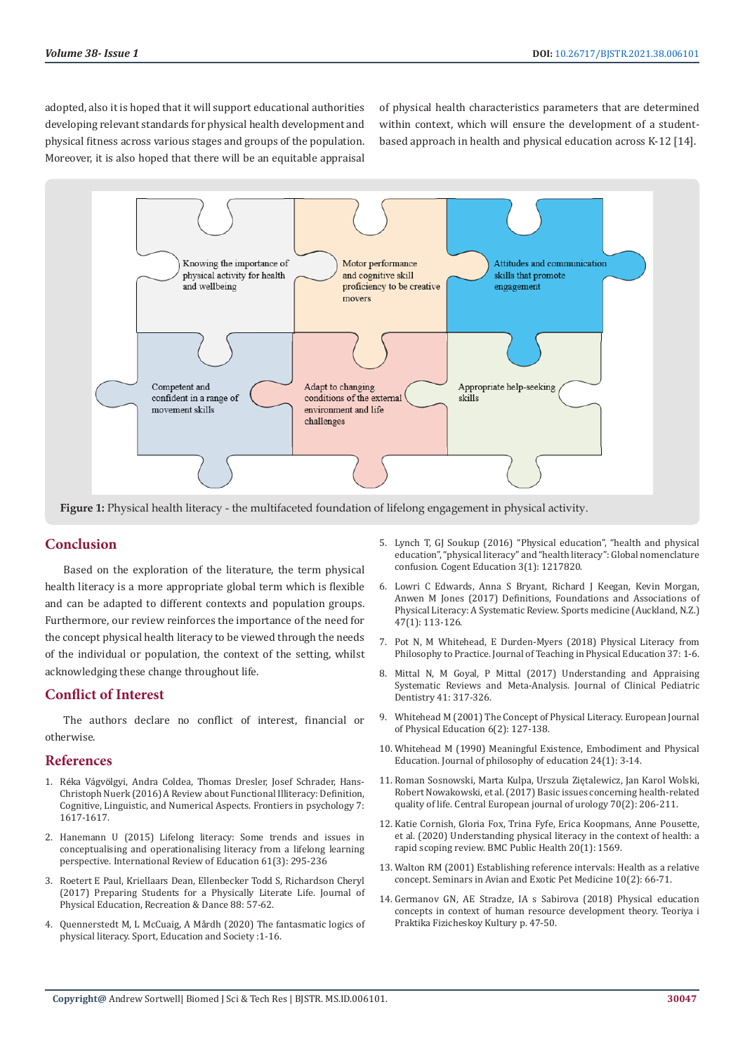adopted, also it is hoped that it will support educational authorities developing relevant standards for physical health development and physical fitness across various stages and groups of the population. Moreover, it is also hoped that there will be an equitable appraisal of physical health characteristics parameters that are determined within context, which will ensure the development of a student-based approach in health and physical education across K-12 [14].

**Figure 1:** Physical health literacy - the multifaceted foundation of lifelong engagement in physical activity.

## Conclusion

Based on the exploration of the literature, the term physical health literacy is a more appropriate global term which is flexible and can be adapted to different contexts and population groups. Furthermore, our review reinforces the importance of the need for the concept physical health literacy to be viewed through the needs of the individual or population, the context of the setting, whilst acknowledging these change throughout life.

## Conflict of Interest

The authors declare no conflict of interest, financial or otherwise.

## References

1. Réka Vágvölgyi, Andra Coldea, Thomas Dresler, Josef Schrader, Hans-Christoph Nuerk (2016) A Review about Functional Illiteracy: Definition, Cognitive, Linguistic, and Numerical Aspects. Frontiers in psychology 7: 1617-1617.
2. Hanemann U (2015) Lifelong literacy: Some trends and issues in conceptualising and operationalising literacy from a lifelong learning perspective. International Review of Education 61(3): 295-236
3. Roetert E Paul, Kriellaars Dean, Ellenbecker Todd S, Richardson Cheryl (2017) Preparing Students for a Physically Literate Life. Journal of Physical Education, Recreation & Dance 88: 57-62.
4. Quennerstedt M, L McCuaig, A Mårdh (2020) The fantasmatic logics of physical literacy. Sport, Education and Society :1-16.
5. Lynch T, GJ Soukup (2016) "Physical education", "health and physical education", "physical literacy" and "health literacy": Global nomenclature confusion. Cogent Education 3(1): 1217820.
6. Lowri C Edwards, Anna S Bryant, Richard J Keegan, Kevin Morgan, Anwen M Jones (2017) Definitions, Foundations and Associations of Physical Literacy: A Systematic Review. Sports medicine (Auckland, N.Z.) 47(1): 113-126.
7. Pot N, M Whitehead, E Durden-Myers (2018) Physical Literacy from Philosophy to Practice. Journal of Teaching in Physical Education 37: 1-6.
8. Mittal N, M Goyal, P Mittal (2017) Understanding and Appraising Systematic Reviews and Meta-Analysis. Journal of Clinical Pediatric Dentistry 41: 317-326.
9. Whitehead M (2001) The Concept of Physical Literacy. European Journal of Physical Education 6(2): 127-138.
10. Whitehead M (1990) Meaningful Existence, Embodiment and Physical Education. Journal of philosophy of education 24(1): 3-14.
11. Roman Sosnowski, Marta Kulpa, Urszula Ziętalewicz, Jan Karol Wolski, Robert Nowakowski, et al. (2017) Basic issues concerning health-related quality of life. Central European journal of urology 70(2): 206-211.
12. Katie Cornish, Gloria Fox, Trina Fyfe, Erica Koopmans, Anne Pousette, et al. (2020) Understanding physical literacy in the context of health: a rapid scoping review. BMC Public Health 20(1): 1569.
13. Walton RM (2001) Establishing reference intervals: Health as a relative concept. Seminars in Avian and Exotic Pet Medicine 10(2): 66-71.
14. Germanov GN, AE Stradze, IA s Sabirova (2018) Physical education concepts in context of human resource development theory. Teoriya i Praktika Fizicheskoy Kultury p. 47-50.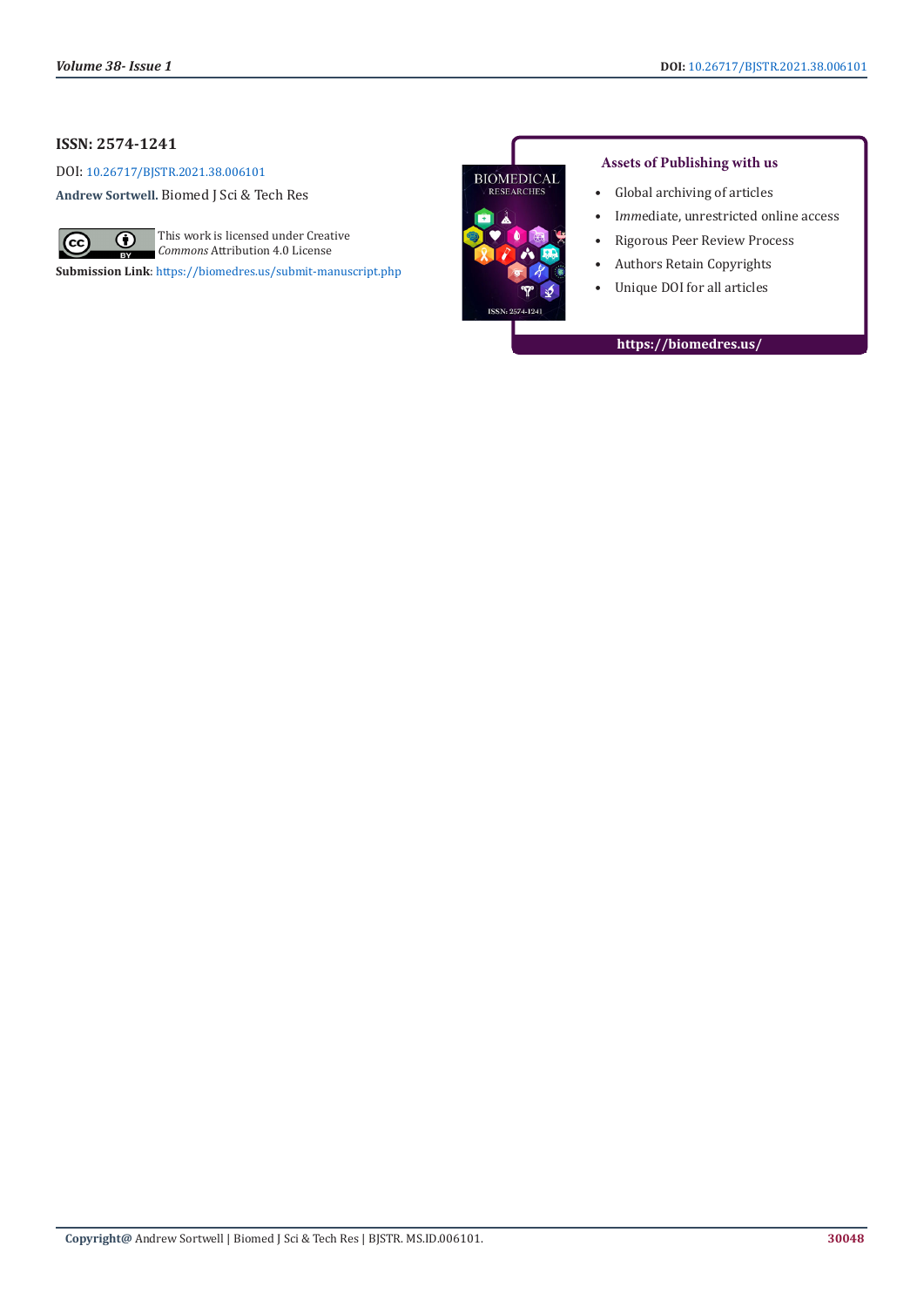**ISSN: 2574-1241**

DOI: 10.26717/BJSTR.2021.38.006101

**Andrew Sortwell.** Biomed J Sci & Tech Res

This work is licensed under Creative *Commons* Attribution 4.0 License

**Submission Link**: https://biomedres.us/submit-manuscript.php

**Assets of Publishing with us**

- Global archiving of articles
- Immediate, unrestricted online access
- Rigorous Peer Review Process
- Authors Retain Copyrights
- Unique DOI for all articles

**https://biomedres.us/**